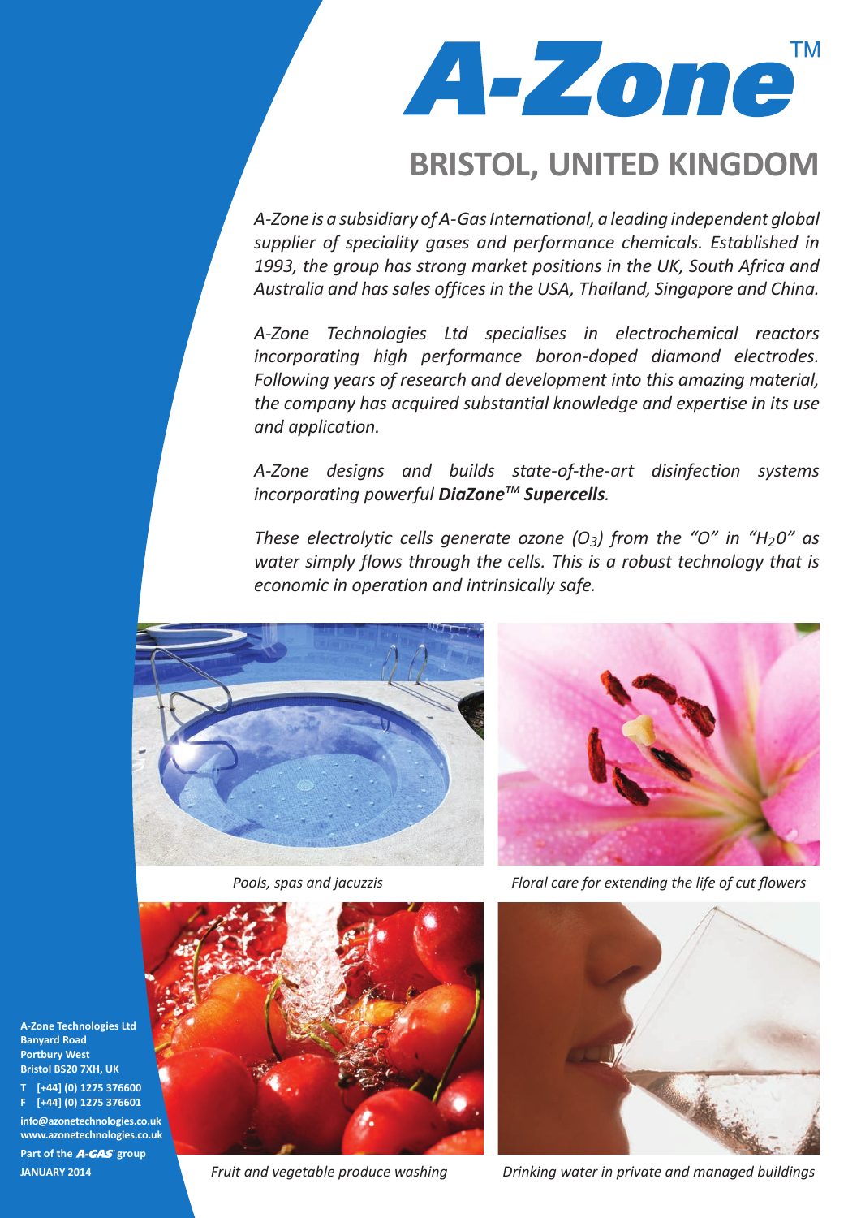# A-Zone™

## BRISTOL, UNITED KINGDOM

*A-Zone is a subsidiary of A-Gas International, a leading independent global supplier of speciality gases and performance chemicals. Established in 1993, the group has strong market positions in the UK, South Africa and Australia and has sales offices in the USA, Thailand, Singapore and China.*

*A-Zone Technologies Ltd specialises in electrochemical reactors incorporating high performance boron-doped diamond electrodes. Following years of research and development into this amazing material, the company has acquired substantial knowledge and expertise in its use and application.*

*A-Zone designs and builds state-of-the-art disinfection systems incorporating powerful **DiaZone™ Supercells**.*

*These electrolytic cells generate ozone ($O_3$) from the "O" in "$H_20$" as water simply flows through the cells. This is a robust technology that is economic in operation and intrinsically safe.*

*Pools, spas and jacuzzis*

*Floral care for extending the life of cut flowers*

*Fruit and vegetable produce washing*

*Drinking water in private and managed buildings*

**A-Zone Technologies Ltd**
**Banyard Road**
**Portbury West**
**Bristol BS20 7XH, UK**

**T [+44] (0) 1275 376600**
**F [+44] (0) 1275 376601**

**info@azonetechnologies.co.uk**
**www.azonetechnologies.co.uk**

**Part of the A-GAS group**

**JANUARY 2014**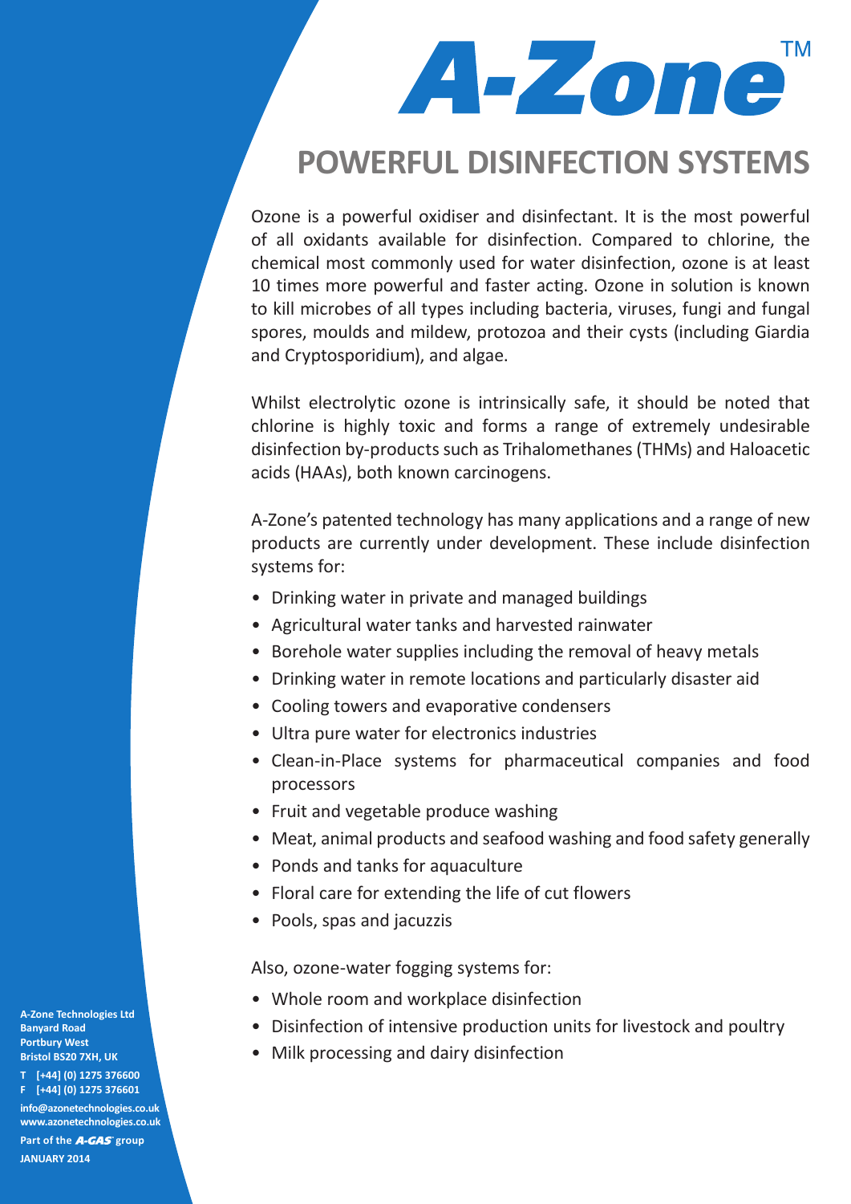# A-Zone™

## POWERFUL DISINFECTION SYSTEMS

Ozone is a powerful oxidiser and disinfectant. It is the most powerful of all oxidants available for disinfection. Compared to chlorine, the chemical most commonly used for water disinfection, ozone is at least 10 times more powerful and faster acting. Ozone in solution is known to kill microbes of all types including bacteria, viruses, fungi and fungal spores, moulds and mildew, protozoa and their cysts (including Giardia and Cryptosporidium), and algae.

Whilst electrolytic ozone is intrinsically safe, it should be noted that chlorine is highly toxic and forms a range of extremely undesirable disinfection by-products such as Trihalomethanes (THMs) and Haloacetic acids (HAAs), both known carcinogens.

A-Zone's patented technology has many applications and a range of new products are currently under development. These include disinfection systems for:

- Drinking water in private and managed buildings
- Agricultural water tanks and harvested rainwater
- Borehole water supplies including the removal of heavy metals
- Drinking water in remote locations and particularly disaster aid
- Cooling towers and evaporative condensers
- Ultra pure water for electronics industries
- Clean-in-Place systems for pharmaceutical companies and food processors
- Fruit and vegetable produce washing
- Meat, animal products and seafood washing and food safety generally
- Ponds and tanks for aquaculture
- Floral care for extending the life of cut flowers
- Pools, spas and jacuzzis

Also, ozone-water fogging systems for:

- Whole room and workplace disinfection
- Disinfection of intensive production units for livestock and poultry
- Milk processing and dairy disinfection

**A-Zone Technologies Ltd**
**Banyard Road**
**Portbury West**
**Bristol BS20 7XH, UK**

**T [+44] (0) 1275 376600**
**F [+44] (0) 1275 376601**

**info@azonetechnologies.co.uk**
**www.azonetechnologies.co.uk**

**Part of the A-GAS group**

**JANUARY 2014**